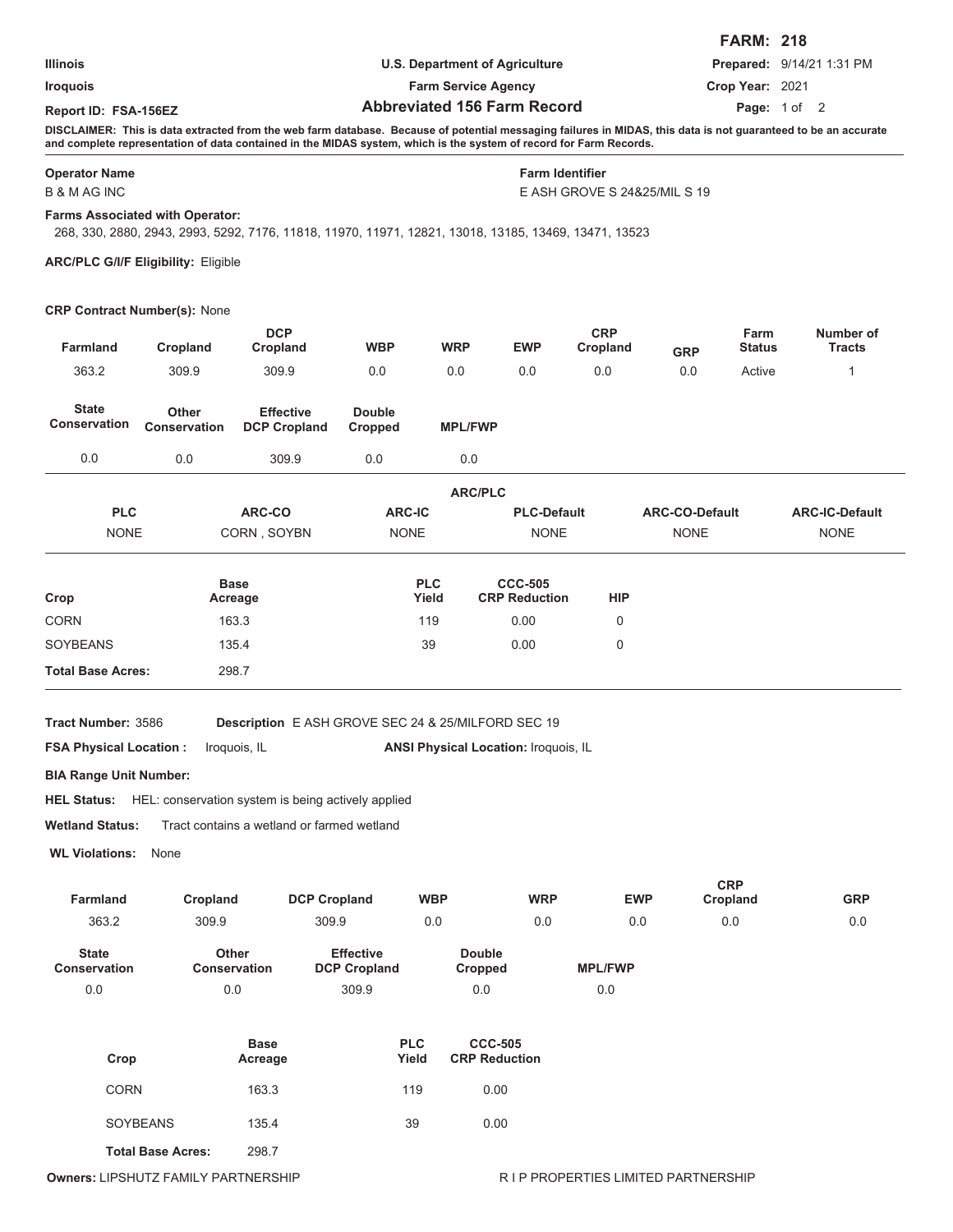**FARM: 218**

| | | |
|---|---|---|
| Illinois | U.S. Department of Agriculture | Prepared: 9/14/21 1:31 PM |
| Iroquois | Farm Service Agency | Crop Year: 2021 |
| Report ID: FSA-156EZ | **Abbreviated 156 Farm Record** | |

**DISCLAIMER: This is data extracted from the web farm database. Because of potential messaging failures in MIDAS, this data is not guaranteed to be an accurate and complete representation of data contained in the MIDAS system, which is the system of record for Farm Records.**

**Operator Name**
B & M AG INC

**Farm Identifier**
E ASH GROVE S 24&25/MIL S 19

**Farms Associated with Operator:**
268, 330, 2880, 2943, 2993, 5292, 7176, 11818, 11970, 11971, 12821, 13018, 13185, 13469, 13471, 13523

**ARC/PLC G/I/F Eligibility:** Eligible

**CRP Contract Number(s):** None

| Farmland | Cropland | DCP Cropland | WBP | WRP | EWP | CRP Cropland | GRP | Farm Status | Number of Tracts |
|---|---|---|---|---|---|---|---|---|---|
| 363.2 | 309.9 | 309.9 | 0.0 | 0.0 | 0.0 | 0.0 | 0.0 | Active | 1 |

| State Conservation | Other Conservation | Effective DCP Cropland | Double Cropped | MPL/FWP |
|---|---|---|---|---|
| 0.0 | 0.0 | 309.9 | 0.0 | 0.0 |

**ARC/PLC**

| PLC | ARC-CO | ARC-IC | PLC-Default | ARC-CO-Default | ARC-IC-Default |
|---|---|---|---|---|---|
| NONE | CORN , SOYBN | NONE | NONE | NONE | NONE |

| Crop | Base Acreage | PLC Yield | CCC-505 CRP Reduction | HIP |
|---|---|---|---|---|
| CORN | 163.3 | 119 | 0.00 | 0 |
| SOYBEANS | 135.4 | 39 | 0.00 | 0 |
| **Total Base Acres:** | 298.7 | | | |

**Tract Number:** 3586 **Description** E ASH GROVE SEC 24 & 25/MILFORD SEC 19

**FSA Physical Location :** Iroquois, IL **ANSI Physical Location:** Iroquois, IL

**BIA Range Unit Number:**

**HEL Status:** HEL: conservation system is being actively applied

**Wetland Status:** Tract contains a wetland or farmed wetland

**WL Violations:** None

| Farmland | Cropland | DCP Cropland | WBP | WRP | EWP | CRP Cropland | GRP |
|---|---|---|---|---|---|---|---|
| 363.2 | 309.9 | 309.9 | 0.0 | 0.0 | 0.0 | 0.0 | 0.0 |

| State Conservation | Other Conservation | Effective DCP Cropland | Double Cropped | MPL/FWP |
|---|---|---|---|---|
| 0.0 | 0.0 | 309.9 | 0.0 | 0.0 |

| Crop | Base Acreage | PLC Yield | CCC-505 CRP Reduction |
|---|---|---|---|
| CORN | 163.3 | 119 | 0.00 |
| SOYBEANS | 135.4 | 39 | 0.00 |
| **Total Base Acres:** | 298.7 | | |

**Owners:** LIPSHUTZ FAMILY PARTNERSHIP R I P PROPERTIES LIMITED PARTNERSHIP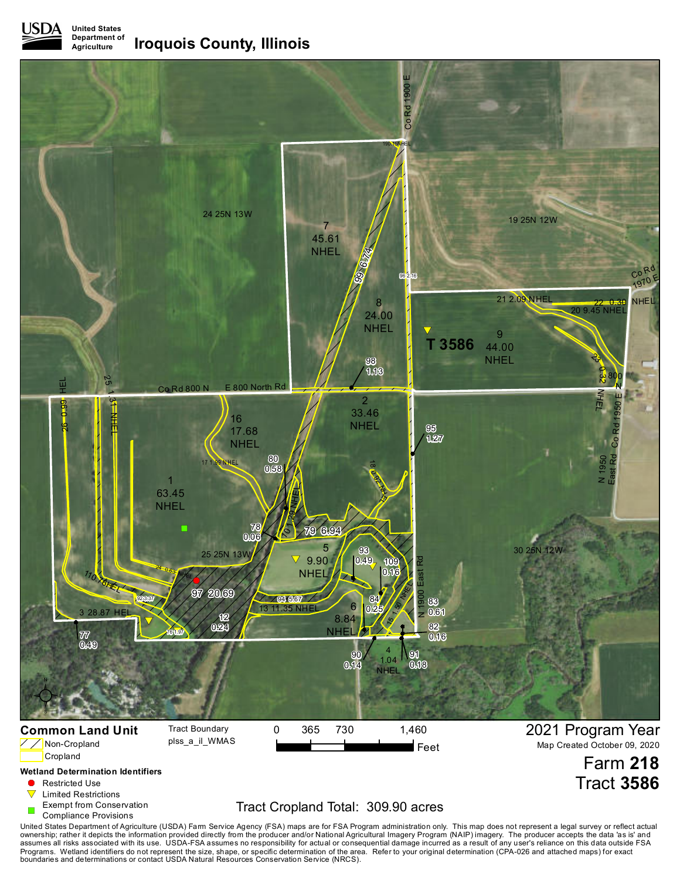USDA United States Department of Agriculture

# Iroquois County, Illinois

Co Rd 1900 E

24 25N 13W

19 25N 12W

7
45.61
NHEL

99 6.74

8
24.00
NHEL

96 2.16

Co Rd 1970 E

21 2.09 NHEL

22 0.30 NHEL

20 9.45 NHEL

T 3586

9
44.00
NHEL

98
1.13

23 0.32 NHEL

800

Co Rd 800 N

E 800 North Rd

26 0.99 HEL

25 1.31 NHEL

16
17.68
NHEL

2
33.46
NHEL

95
1.27

17 1.99 NHEL

80
0.58

18 0.92 NHEL

N 1950 East Rd

Co Rd 1950 E

1
63.45
NHEL

78
0.06

79 6.94

25 25N 13W

5
9.90
NHEL

93
0.49

109
0.16

30 25N 12W

24 0.63 NHEL

11 0.76 HEL

97 20.69

92 3.37

94 5.67

13 11.35 NHEL

84
0.25

83
0.61

N 1900 East Rd

3 28.87 HEL

12
0.24

6
8.84
NHEL

15 1.50 NHEL

82
0.16

10 1.97

77
0.49

90
0.14

4
1.04
NHEL

91
0.18

**Common Land Unit**

- Non-Cropland
- Cropland

Tract Boundary

plss_a_il_WMAS

0 365 730 1,460 Feet

**Wetland Determination Identifiers**

- Restricted Use
- Limited Restrictions
- Exempt from Conservation Compliance Provisions

2021 Program Year

Map Created October 09, 2020

Farm **218**

Tract **3586**

Tract Cropland Total: 309.90 acres

United States Department of Agriculture (USDA) Farm Service Agency (FSA) maps are for FSA Program administration only. This map does not represent a legal survey or reflect actual ownership; rather it depicts the information provided directly from the producer and/or National Agricultural Imagery Program (NAIP) imagery. The producer accepts the data 'as is' and assumes all risks associated with its use. USDA-FSA assumes no responsibility for actual or consequential damage incurred as a result of any user's reliance on this data outside FSA Programs. Wetland identifiers do not represent the size, shape, or specific determination of the area. Refer to your original determination (CPA-026 and attached maps) for exact boundaries and determinations or contact USDA Natural Resources Conservation Service (NRCS).